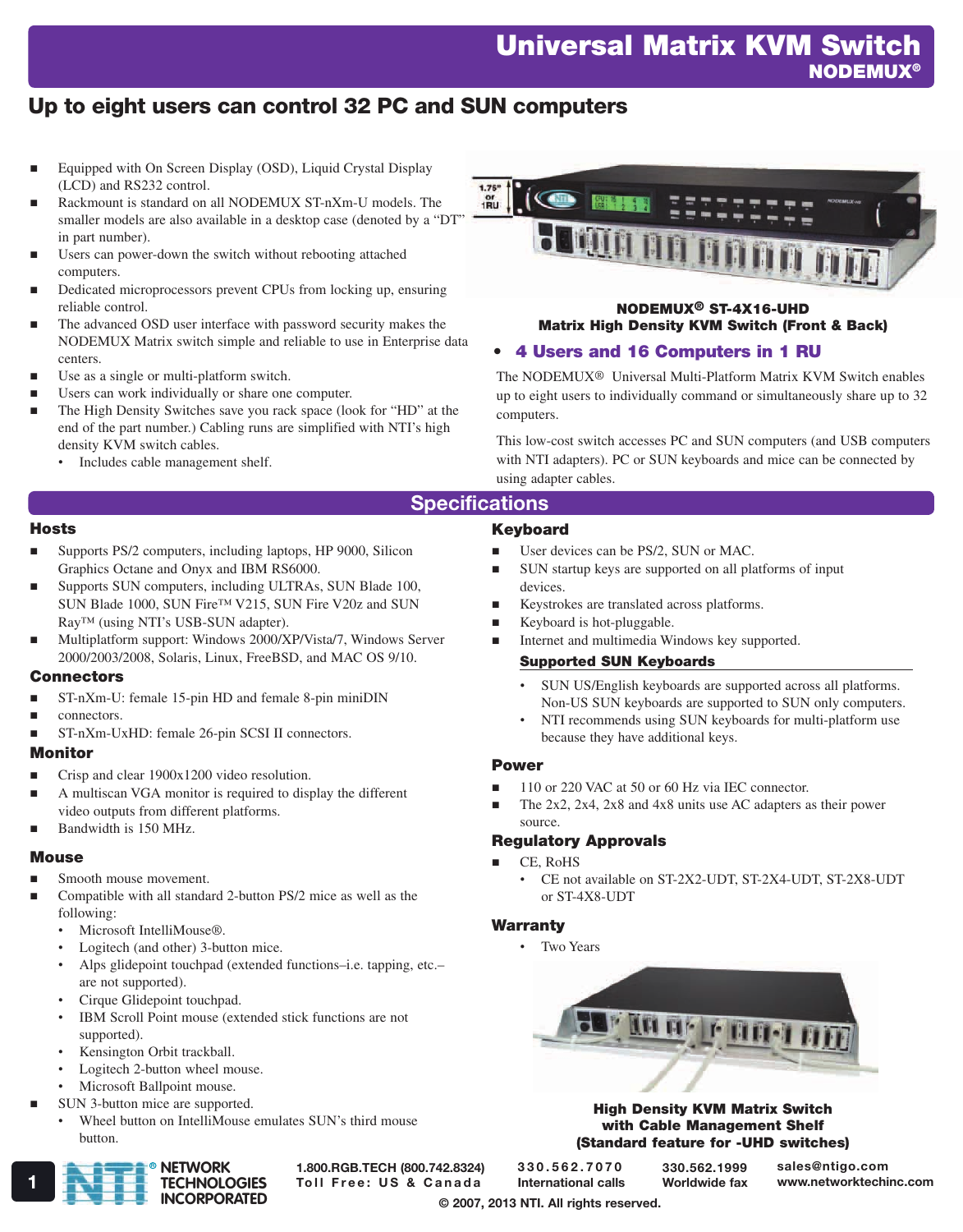# Universal Matrix KVM Switch

**NODEMUX®**

## Up to eight users can control 32 PC and SUN computers

- Equipped with On Screen Display (OSD), Liquid Crystal Display (LCD) and RS232 control.
- Rackmount is standard on all NODEMUX ST-nXm-U models. The smaller models are also available in a desktop case (denoted by a "DT" in part number).
- Users can power-down the switch without rebooting attached computers.
- Dedicated microprocessors prevent CPUs from locking up, ensuring reliable control.
- The advanced OSD user interface with password security makes the NODEMUX Matrix switch simple and reliable to use in Enterprise data centers.
- Use as a single or multi-platform switch.
- Users can work individually or share one computer.
- The High Density Switches save you rack space (look for "HD" at the end of the part number.) Cabling runs are simplified with NTI's high density KVM switch cables.
  - Includes cable management shelf.

**NODEMUX® ST-4X16-UHD**
**Matrix High Density KVM Switch (Front & Back)**

- **4 Users and 16 Computers in 1 RU**

The NODEMUX® Universal Multi-Platform Matrix KVM Switch enables up to eight users to individually command or simultaneously share up to 32 computers.

This low-cost switch accesses PC and SUN computers (and USB computers with NTI adapters). PC or SUN keyboards and mice can be connected by using adapter cables.

## Specifications

### Hosts

- Supports PS/2 computers, including laptops, HP 9000, Silicon Graphics Octane and Onyx and IBM RS6000.
- Supports SUN computers, including ULTRAs, SUN Blade 100, SUN Blade 1000, SUN Fire™ V215, SUN Fire V20z and SUN Ray™ (using NTI's USB-SUN adapter).
- Multiplatform support: Windows 2000/XP/Vista/7, Windows Server 2000/2003/2008, Solaris, Linux, FreeBSD, and MAC OS 9/10.

### Connectors

- ST-nXm-U: female 15-pin HD and female 8-pin miniDIN
- connectors.
- ST-nXm-UxHD: female 26-pin SCSI II connectors.

### Monitor

- Crisp and clear 1900x1200 video resolution.
- A multiscan VGA monitor is required to display the different video outputs from different platforms.
- Bandwidth is 150 MHz.

### Mouse

- Smooth mouse movement.
- Compatible with all standard 2-button PS/2 mice as well as the following:
  - Microsoft IntelliMouse®.
  - Logitech (and other) 3-button mice.
  - Alps glidepoint touchpad (extended functions–i.e. tapping, etc.– are not supported).
  - Cirque Glidepoint touchpad.
  - IBM Scroll Point mouse (extended stick functions are not supported).
  - Kensington Orbit trackball.
  - Logitech 2-button wheel mouse.
  - Microsoft Ballpoint mouse.
- SUN 3-button mice are supported.
  - Wheel button on IntelliMouse emulates SUN's third mouse button.

### Keyboard

- User devices can be PS/2, SUN or MAC.
- SUN startup keys are supported on all platforms of input devices.
- Keystrokes are translated across platforms.
- Keyboard is hot-pluggable.
- Internet and multimedia Windows key supported.

#### Supported SUN Keyboards

- SUN US/English keyboards are supported across all platforms. Non-US SUN keyboards are supported to SUN only computers.
- NTI recommends using SUN keyboards for multi-platform use because they have additional keys.

### Power

- 110 or 220 VAC at 50 or 60 Hz via IEC connector.
- The 2x2, 2x4, 2x8 and 4x8 units use AC adapters as their power source.

### Regulatory Approvals

- CE, RoHS
  - CE not available on ST-2X2-UDT, ST-2X4-UDT, ST-2X8-UDT or ST-4X8-UDT

### Warranty

- Two Years

**High Density KVM Matrix Switch with Cable Management Shelf (Standard feature for -UHD switches)**

NETWORK TECHNOLOGIES INCORPORATED

1.800.RGB.TECH (800.742.8324) Toll Free: US & Canada | 330.562.7070 International calls | 330.562.1999 Worldwide fax | sales@ntigo.com www.networktechinc.com

© 2007, 2013 NTI. All rights reserved.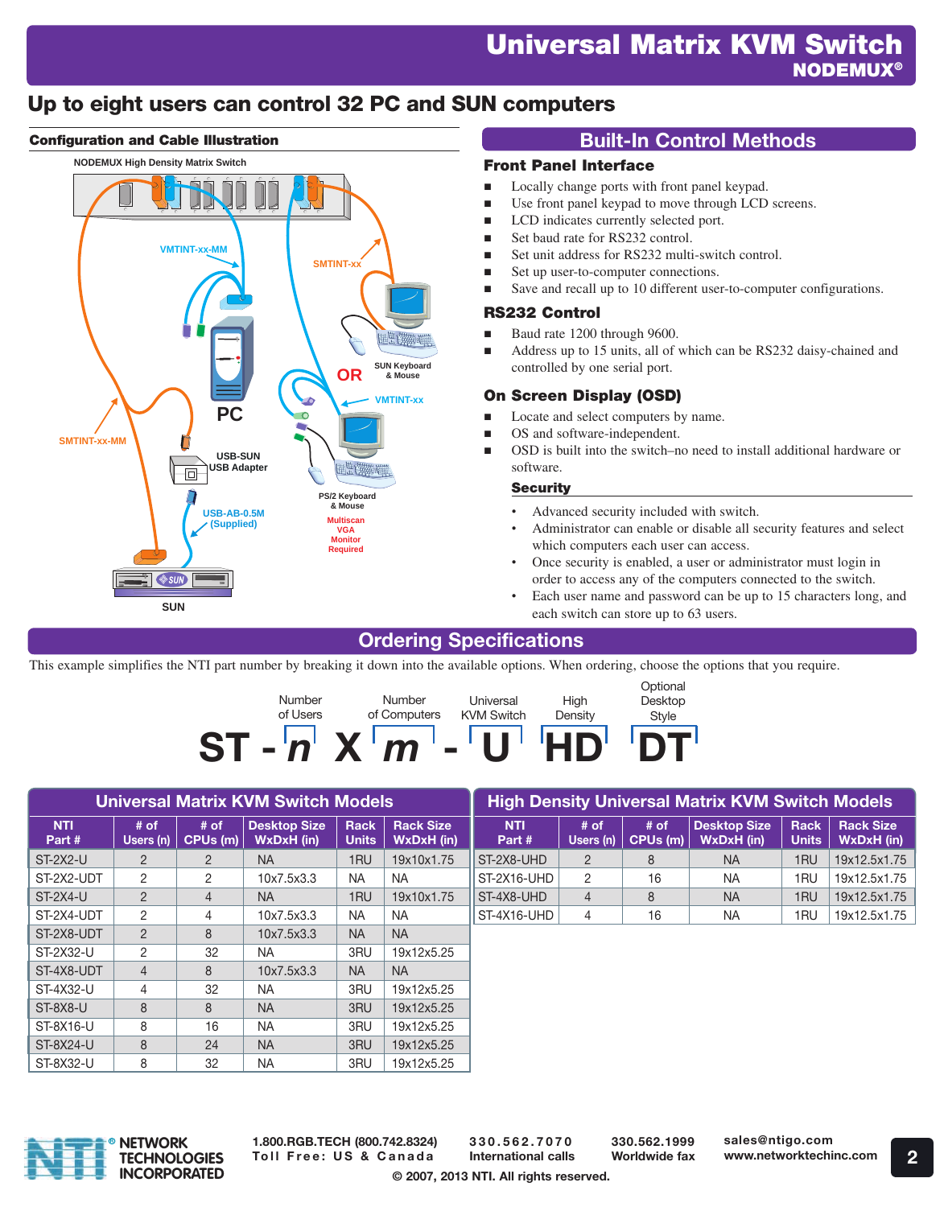# Universal Matrix KVM Switch

**NODEMUX®**

## Up to eight users can control 32 PC and SUN computers

### Configuration and Cable Illustration

NODEMUX High Density Matrix Switch

VMTINT-xx-MM

SMTINT-xx

PC

SUN Keyboard & Mouse

OR

VMTINT-xx

SMTINT-xx-MM

USB-SUN USB Adapter

USB-AB-0.5M (Supplied)

PS/2 Keyboard & Mouse

Multiscan VGA Monitor Required

SUN

## Built-In Control Methods

### Front Panel Interface

- Locally change ports with front panel keypad.
- Use front panel keypad to move through LCD screens.
- LCD indicates currently selected port.
- Set baud rate for RS232 control.
- Set unit address for RS232 multi-switch control.
- Set up user-to-computer connections.
- Save and recall up to 10 different user-to-computer configurations.

### RS232 Control

- Baud rate 1200 through 9600.
- Address up to 15 units, all of which can be RS232 daisy-chained and controlled by one serial port.

### On Screen Display (OSD)

- Locate and select computers by name.
- OS and software-independent.
- OSD is built into the switch–no need to install additional hardware or software.

#### Security

- Advanced security included with switch.
- Administrator can enable or disable all security features and select which computers each user can access.
- Once security is enabled, a user or administrator must login in order to access any of the computers connected to the switch.
- Each user name and password can be up to 15 characters long, and each switch can store up to 63 users.

## Ordering Specifications

This example simplifies the NTI part number by breaking it down into the available options. When ordering, choose the options that you require.

**ST - *n* X *m* - U HD DT**

- *n*: Number of Users
- *m*: Number of Computers
- U: Universal KVM Switch
- HD: High Density
- DT: Optional Desktop Style

### Universal Matrix KVM Switch Models

| NTI Part # | # of Users (n) | # of CPUs (m) | Desktop Size WxDxH (in) | Rack Units | Rack Size WxDxH (in) |
|---|---|---|---|---|---|
| ST-2X2-U | 2 | 2 | NA | 1RU | 19x10x1.75 |
| ST-2X2-UDT | 2 | 2 | 10x7.5x3.3 | NA | NA |
| ST-2X4-U | 2 | 4 | NA | 1RU | 19x10x1.75 |
| ST-2X4-UDT | 2 | 4 | 10x7.5x3.3 | NA | NA |
| ST-2X8-UDT | 2 | 8 | 10x7.5x3.3 | NA | NA |
| ST-2X32-U | 2 | 32 | NA | 3RU | 19x12x5.25 |
| ST-4X8-UDT | 4 | 8 | 10x7.5x3.3 | NA | NA |
| ST-4X32-U | 4 | 32 | NA | 3RU | 19x12x5.25 |
| ST-8X8-U | 8 | 8 | NA | 3RU | 19x12x5.25 |
| ST-8X16-U | 8 | 16 | NA | 3RU | 19x12x5.25 |
| ST-8X24-U | 8 | 24 | NA | 3RU | 19x12x5.25 |
| ST-8X32-U | 8 | 32 | NA | 3RU | 19x12x5.25 |

### High Density Universal Matrix KVM Switch Models

| NTI Part # | # of Users (n) | # of CPUs (m) | Desktop Size WxDxH (in) | Rack Units | Rack Size WxDxH (in) |
|---|---|---|---|---|---|
| ST-2X8-UHD | 2 | 8 | NA | 1RU | 19x12.5x1.75 |
| ST-2X16-UHD | 2 | 16 | NA | 1RU | 19x12.5x1.75 |
| ST-4X8-UHD | 4 | 8 | NA | 1RU | 19x12.5x1.75 |
| ST-4X16-UHD | 4 | 16 | NA | 1RU | 19x12.5x1.75 |

NTI® NETWORK TECHNOLOGIES INCORPORATED

1.800.RGB.TECH (800.742.8324) Toll Free: US & Canada | 330.562.7070 International calls | 330.562.1999 Worldwide fax | sales@ntigo.com www.networktechinc.com

© 2007, 2013 NTI. All rights reserved.